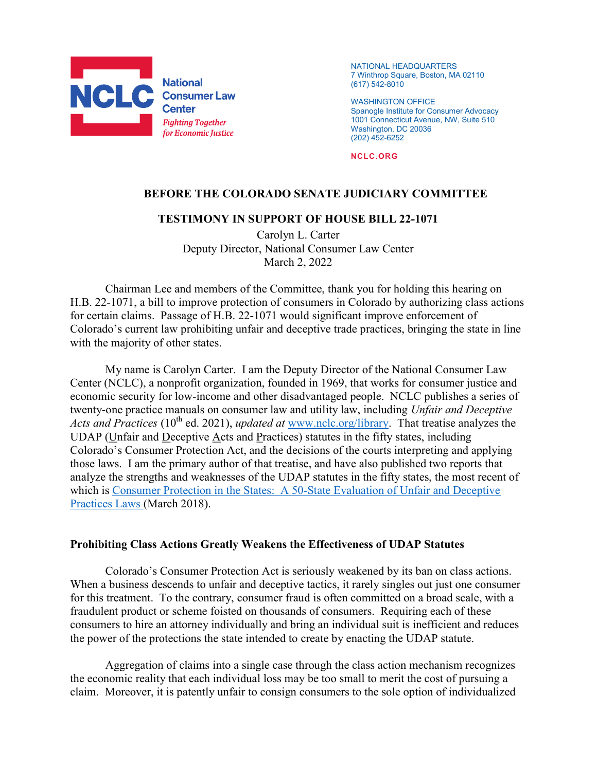**National Consumer Law Center**
*Fighting Together for Economic Justice*

NATIONAL HEADQUARTERS
7 Winthrop Square, Boston, MA 02110
(617) 542-8010

WASHINGTON OFFICE
Spanogle Institute for Consumer Advocacy
1001 Connecticut Avenue, NW, Suite 510
Washington, DC 20036
(202) 452-6252

NCLC.ORG

## BEFORE THE COLORADO SENATE JUDICIARY COMMITTEE

## TESTIMONY IN SUPPORT OF HOUSE BILL 22-1071

Carolyn L. Carter
Deputy Director, National Consumer Law Center
March 2, 2022

Chairman Lee and members of the Committee, thank you for holding this hearing on H.B. 22-1071, a bill to improve protection of consumers in Colorado by authorizing class actions for certain claims. Passage of H.B. 22-1071 would significant improve enforcement of Colorado's current law prohibiting unfair and deceptive trade practices, bringing the state in line with the majority of other states.

My name is Carolyn Carter. I am the Deputy Director of the National Consumer Law Center (NCLC), a nonprofit organization, founded in 1969, that works for consumer justice and economic security for low-income and other disadvantaged people. NCLC publishes a series of twenty-one practice manuals on consumer law and utility law, including *Unfair and Deceptive Acts and Practices* (10th ed. 2021), *updated at* [www.nclc.org/library](www.nclc.org/library). That treatise analyzes the UDAP (Unfair and Deceptive Acts and Practices) statutes in the fifty states, including Colorado's Consumer Protection Act, and the decisions of the courts interpreting and applying those laws. I am the primary author of that treatise, and have also published two reports that analyze the strengths and weaknesses of the UDAP statutes in the fifty states, the most recent of which is [Consumer Protection in the States: A 50-State Evaluation of Unfair and Deceptive Practices Laws](#) (March 2018).

### Prohibiting Class Actions Greatly Weakens the Effectiveness of UDAP Statutes

Colorado's Consumer Protection Act is seriously weakened by its ban on class actions. When a business descends to unfair and deceptive tactics, it rarely singles out just one consumer for this treatment. To the contrary, consumer fraud is often committed on a broad scale, with a fraudulent product or scheme foisted on thousands of consumers. Requiring each of these consumers to hire an attorney individually and bring an individual suit is inefficient and reduces the power of the protections the state intended to create by enacting the UDAP statute.

Aggregation of claims into a single case through the class action mechanism recognizes the economic reality that each individual loss may be too small to merit the cost of pursuing a claim. Moreover, it is patently unfair to consign consumers to the sole option of individualized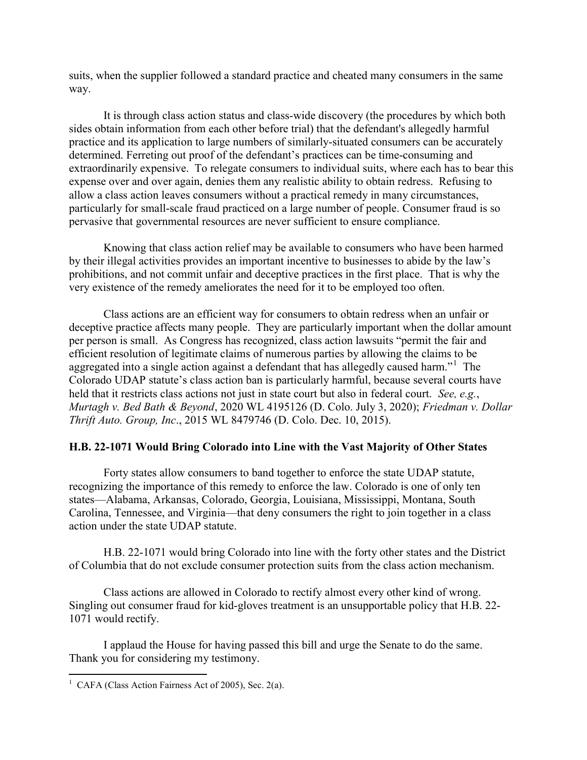suits, when the supplier followed a standard practice and cheated many consumers in the same way.

It is through class action status and class-wide discovery (the procedures by which both sides obtain information from each other before trial) that the defendant's allegedly harmful practice and its application to large numbers of similarly-situated consumers can be accurately determined. Ferreting out proof of the defendant's practices can be time-consuming and extraordinarily expensive. To relegate consumers to individual suits, where each has to bear this expense over and over again, denies them any realistic ability to obtain redress. Refusing to allow a class action leaves consumers without a practical remedy in many circumstances, particularly for small-scale fraud practiced on a large number of people. Consumer fraud is so pervasive that governmental resources are never sufficient to ensure compliance.

Knowing that class action relief may be available to consumers who have been harmed by their illegal activities provides an important incentive to businesses to abide by the law's prohibitions, and not commit unfair and deceptive practices in the first place. That is why the very existence of the remedy ameliorates the need for it to be employed too often.

Class actions are an efficient way for consumers to obtain redress when an unfair or deceptive practice affects many people. They are particularly important when the dollar amount per person is small. As Congress has recognized, class action lawsuits "permit the fair and efficient resolution of legitimate claims of numerous parties by allowing the claims to be aggregated into a single action against a defendant that has allegedly caused harm."[1] The Colorado UDAP statute's class action ban is particularly harmful, because several courts have held that it restricts class actions not just in state court but also in federal court. *See, e.g.*, *Murtagh v. Bed Bath & Beyond*, 2020 WL 4195126 (D. Colo. July 3, 2020); *Friedman v. Dollar Thrift Auto. Group, Inc*., 2015 WL 8479746 (D. Colo. Dec. 10, 2015).

**H.B. 22-1071 Would Bring Colorado into Line with the Vast Majority of Other States**

Forty states allow consumers to band together to enforce the state UDAP statute, recognizing the importance of this remedy to enforce the law. Colorado is one of only ten states—Alabama, Arkansas, Colorado, Georgia, Louisiana, Mississippi, Montana, South Carolina, Tennessee, and Virginia—that deny consumers the right to join together in a class action under the state UDAP statute.

H.B. 22-1071 would bring Colorado into line with the forty other states and the District of Columbia that do not exclude consumer protection suits from the class action mechanism.

Class actions are allowed in Colorado to rectify almost every other kind of wrong. Singling out consumer fraud for kid-gloves treatment is an unsupportable policy that H.B. 22-1071 would rectify.

I applaud the House for having passed this bill and urge the Senate to do the same. Thank you for considering my testimony.

---

[1] CAFA (Class Action Fairness Act of 2005), Sec. 2(a).